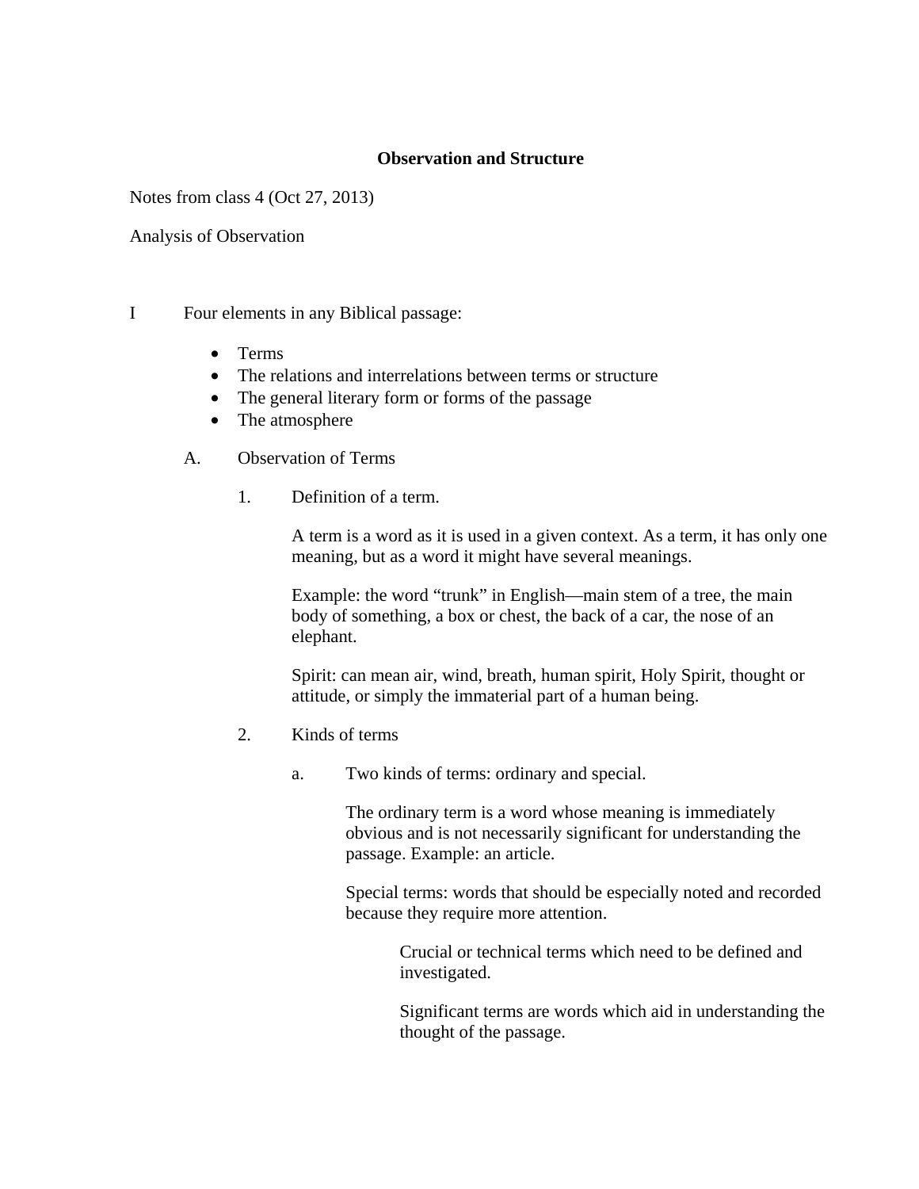# Observation and Structure

Notes from class 4 (Oct 27, 2013)

Analysis of Observation

I Four elements in any Biblical passage:

- Terms
- The relations and interrelations between terms or structure
- The general literary form or forms of the passage
- The atmosphere

A. Observation of Terms

1. Definition of a term.

   A term is a word as it is used in a given context. As a term, it has only one meaning, but as a word it might have several meanings.

   Example: the word "trunk" in English—main stem of a tree, the main body of something, a box or chest, the back of a car, the nose of an elephant.

   Spirit: can mean air, wind, breath, human spirit, Holy Spirit, thought or attitude, or simply the immaterial part of a human being.

2. Kinds of terms

   a. Two kinds of terms: ordinary and special.

      The ordinary term is a word whose meaning is immediately obvious and is not necessarily significant for understanding the passage. Example: an article.

      Special terms: words that should be especially noted and recorded because they require more attention.

         Crucial or technical terms which need to be defined and investigated.

         Significant terms are words which aid in understanding the thought of the passage.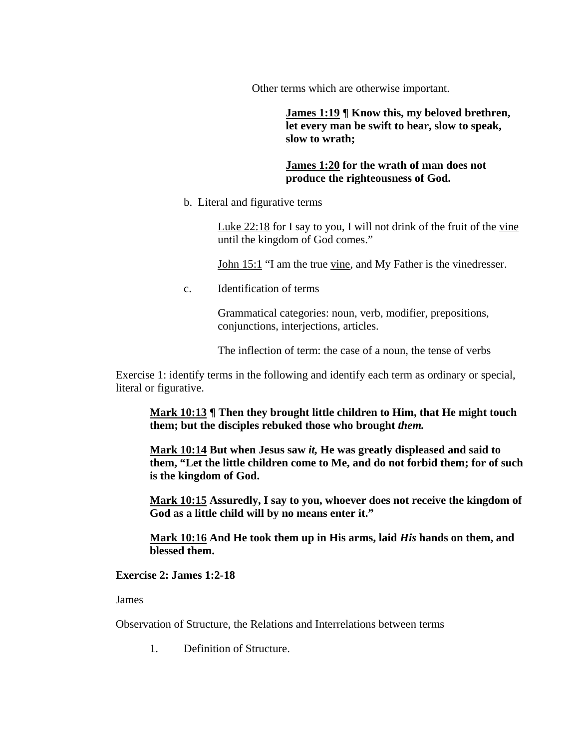Other terms which are otherwise important.

> **James 1:19 ¶ Know this, my beloved brethren, let every man be swift to hear, slow to speak, slow to wrath;**
>
> **James 1:20 for the wrath of man does not produce the righteousness of God.**

b. Literal and figurative terms

> Luke 22:18 for I say to you, I will not drink of the fruit of the vine until the kingdom of God comes."
>
> John 15:1 "I am the true vine, and My Father is the vinedresser.

c. Identification of terms

> Grammatical categories: noun, verb, modifier, prepositions, conjunctions, interjections, articles.
>
> The inflection of term: the case of a noun, the tense of verbs

Exercise 1: identify terms in the following and identify each term as ordinary or special, literal or figurative.

> **Mark 10:13 ¶ Then they brought little children to Him, that He might touch them; but the disciples rebuked those who brought *them.***
>
> **Mark 10:14 But when Jesus saw *it,* He was greatly displeased and said to them, "Let the little children come to Me, and do not forbid them; for of such is the kingdom of God.**
>
> **Mark 10:15 Assuredly, I say to you, whoever does not receive the kingdom of God as a little child will by no means enter it."**
>
> **Mark 10:16 And He took them up in His arms, laid *His* hands on them, and blessed them.**

**Exercise 2: James 1:2-18**

James

Observation of Structure, the Relations and Interrelations between terms

1. Definition of Structure.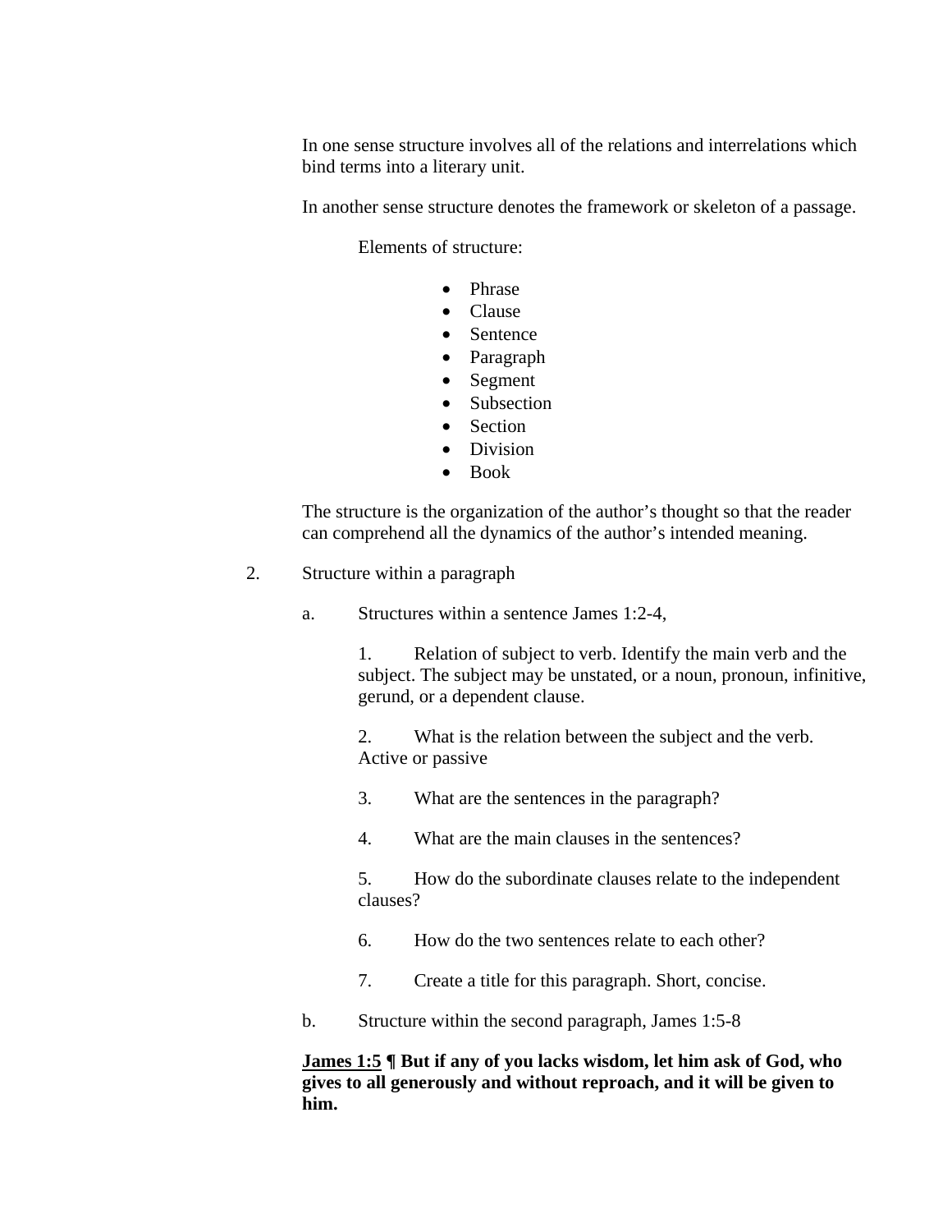In one sense structure involves all of the relations and interrelations which bind terms into a literary unit.

In another sense structure denotes the framework or skeleton of a passage.

Elements of structure:

- Phrase
- Clause
- Sentence
- Paragraph
- Segment
- Subsection
- Section
- Division
- Book

The structure is the organization of the author's thought so that the reader can comprehend all the dynamics of the author's intended meaning.

2. Structure within a paragraph

   a. Structures within a sentence James 1:2-4,

      1. Relation of subject to verb. Identify the main verb and the subject. The subject may be unstated, or a noun, pronoun, infinitive, gerund, or a dependent clause.

      2. What is the relation between the subject and the verb. Active or passive

      3. What are the sentences in the paragraph?

      4. What are the main clauses in the sentences?

      5. How do the subordinate clauses relate to the independent clauses?

      6. How do the two sentences relate to each other?

      7. Create a title for this paragraph. Short, concise.

   b. Structure within the second paragraph, James 1:5-8

**<u>James 1:5</u> ¶ But if any of you lacks wisdom, let him ask of God, who gives to all generously and without reproach, and it will be given to him.**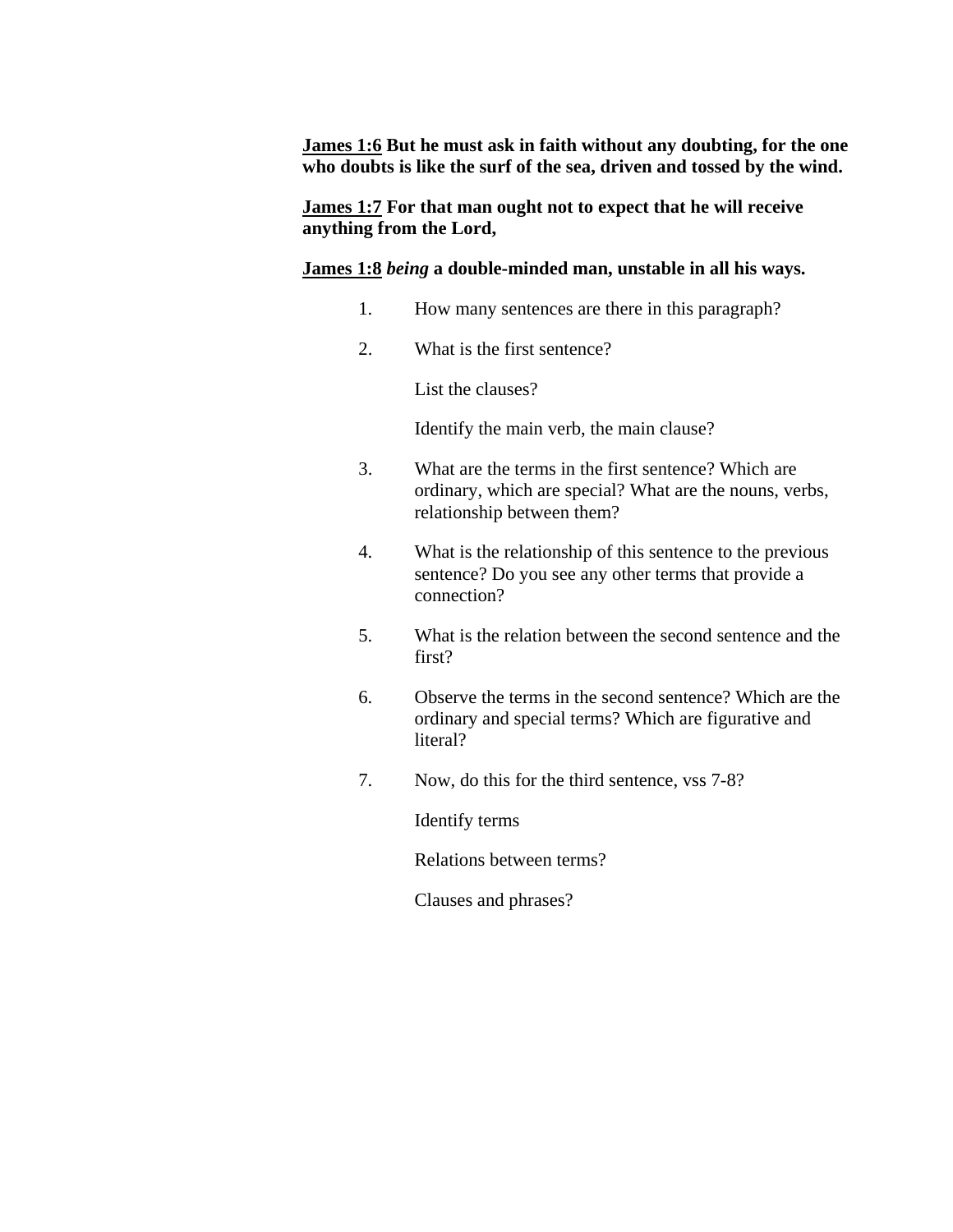**<u>James 1:6</u> But he must ask in faith without any doubting, for the one who doubts is like the surf of the sea, driven and tossed by the wind.**

**<u>James 1:7</u> For that man ought not to expect that he will receive anything from the Lord,**

**<u>James 1:8</u> *being* a double-minded man, unstable in all his ways.**

1. How many sentences are there in this paragraph?

2. What is the first sentence?

   List the clauses?

   Identify the main verb, the main clause?

3. What are the terms in the first sentence? Which are ordinary, which are special? What are the nouns, verbs, relationship between them?

4. What is the relationship of this sentence to the previous sentence? Do you see any other terms that provide a connection?

5. What is the relation between the second sentence and the first?

6. Observe the terms in the second sentence? Which are the ordinary and special terms? Which are figurative and literal?

7. Now, do this for the third sentence, vss 7-8?

   Identify terms

   Relations between terms?

   Clauses and phrases?